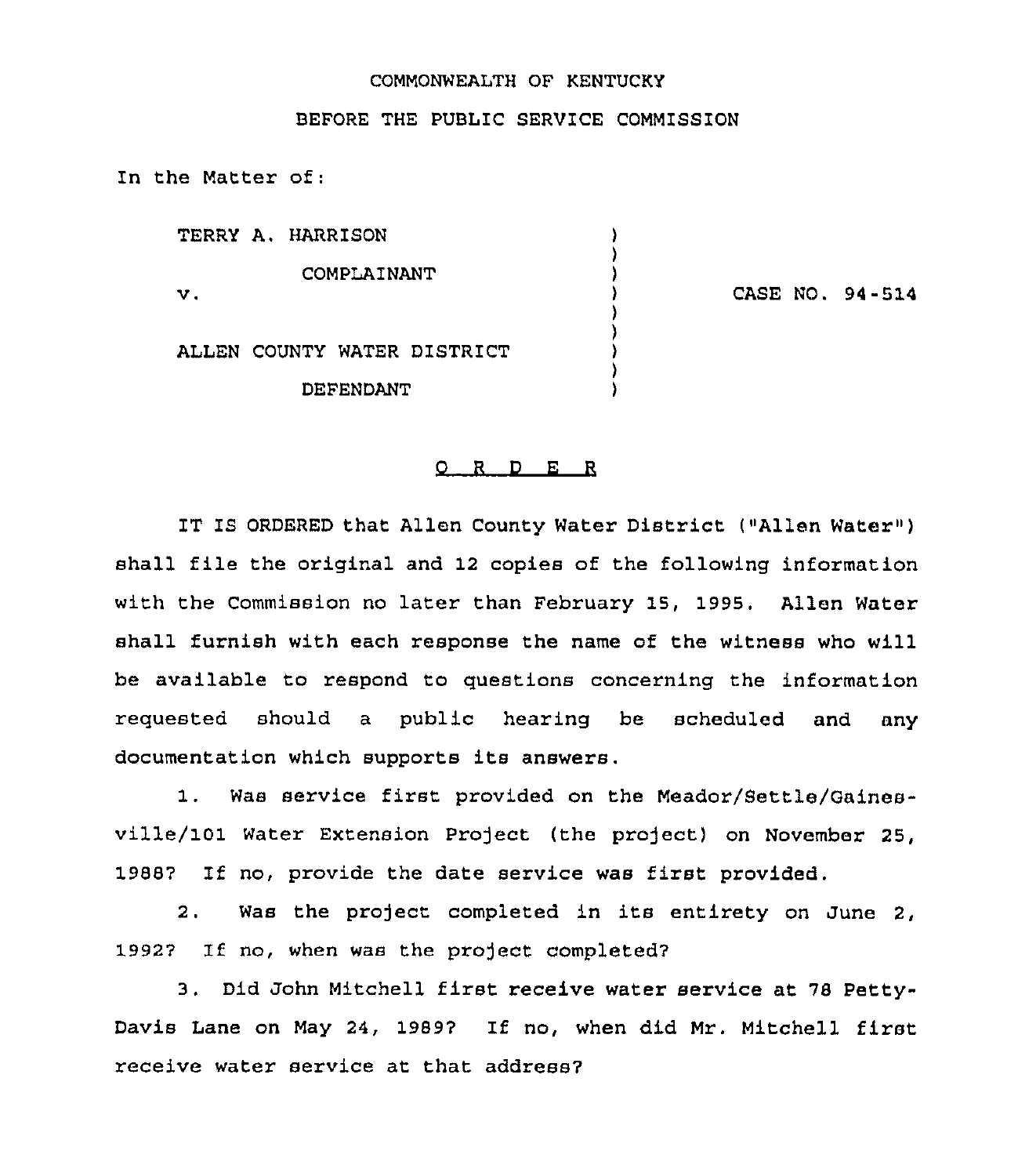COMMONWEALTH OF KENTUCKY

BEFORE THE PUBLIC SERVICE COMMISSION

In the Matter of:

| | | |
|---|---|---|
| TERRY A. HARRISON<br><br>COMPLAINANT<br><br>v.<br><br>ALLEN COUNTY WATER DISTRICT<br><br>DEFENDANT | ) | CASE NO. 94-514 |

# O R D E R

IT IS ORDERED that Allen County Water District ("Allen Water") shall file the original and 12 copies of the following information with the Commission no later than February 15, 1995. Allen Water shall furnish with each response the name of the witness who will be available to respond to questions concerning the information requested should a public hearing be scheduled and any documentation which supports its answers.

1. Was service first provided on the Meador/Settle/Gainesville/101 Water Extension Project (the project) on November 25, 1988? If no, provide the date service was first provided.

2. Was the project completed in its entirety on June 2, 1992? If no, when was the project completed?

3. Did John Mitchell first receive water service at 78 Petty-Davis Lane on May 24, 1989? If no, when did Mr. Mitchell first receive water service at that address?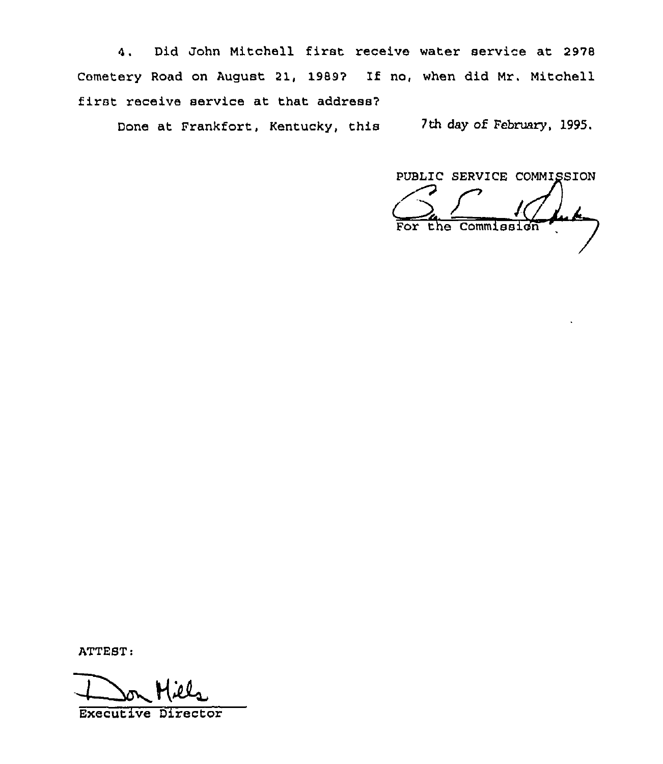4. Did John Mitchell first receive water service at 2978 Cemetery Road on August 21, 1989? If no, when did Mr. Mitchell first receive service at that address?

Done at Frankfort, Kentucky, this 7th day of February, 1995.

PUBLIC SERVICE COMMISSION

For the Commission

ATTEST:

Executive Director